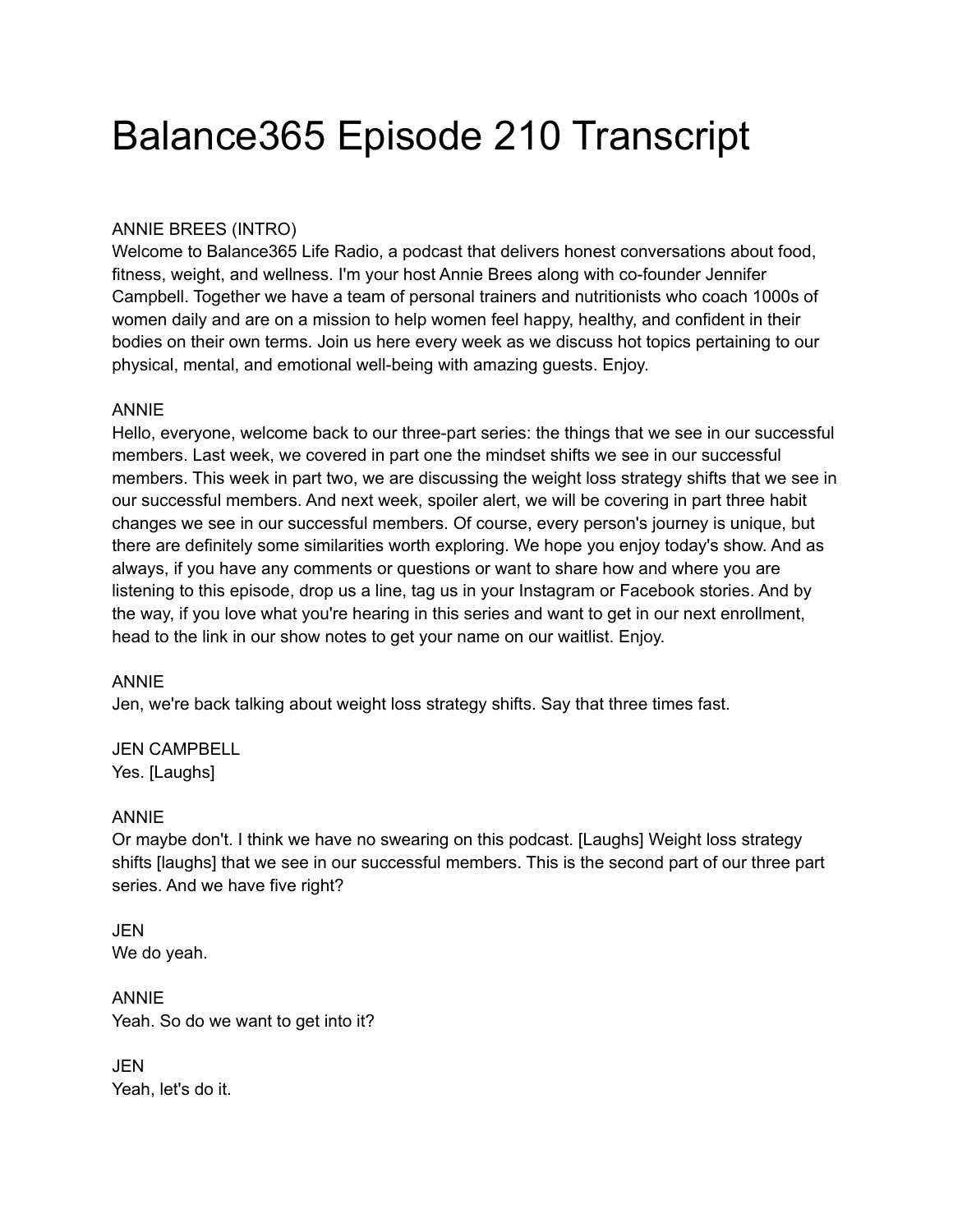# Balance365 Episode 210 Transcript

ANNIE BREES (INTRO)
Welcome to Balance365 Life Radio, a podcast that delivers honest conversations about food, fitness, weight, and wellness. I'm your host Annie Brees along with co-founder Jennifer Campbell. Together we have a team of personal trainers and nutritionists who coach 1000s of women daily and are on a mission to help women feel happy, healthy, and confident in their bodies on their own terms. Join us here every week as we discuss hot topics pertaining to our physical, mental, and emotional well-being with amazing guests. Enjoy.

ANNIE
Hello, everyone, welcome back to our three-part series: the things that we see in our successful members. Last week, we covered in part one the mindset shifts we see in our successful members. This week in part two, we are discussing the weight loss strategy shifts that we see in our successful members. And next week, spoiler alert, we will be covering in part three habit changes we see in our successful members. Of course, every person's journey is unique, but there are definitely some similarities worth exploring. We hope you enjoy today's show. And as always, if you have any comments or questions or want to share how and where you are listening to this episode, drop us a line, tag us in your Instagram or Facebook stories. And by the way, if you love what you're hearing in this series and want to get in our next enrollment, head to the link in our show notes to get your name on our waitlist. Enjoy.

ANNIE
Jen, we're back talking about weight loss strategy shifts. Say that three times fast.

JEN CAMPBELL
Yes. [Laughs]

ANNIE
Or maybe don't. I think we have no swearing on this podcast. [Laughs] Weight loss strategy shifts [laughs] that we see in our successful members. This is the second part of our three part series. And we have five right?

JEN
We do yeah.

ANNIE
Yeah. So do we want to get into it?

JEN
Yeah, let's do it.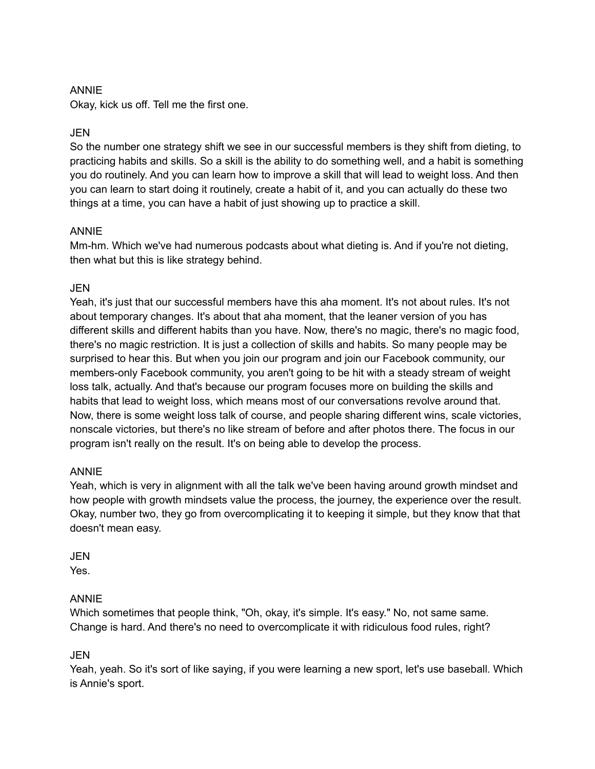ANNIE
Okay, kick us off. Tell me the first one.

JEN
So the number one strategy shift we see in our successful members is they shift from dieting, to practicing habits and skills. So a skill is the ability to do something well, and a habit is something you do routinely. And you can learn how to improve a skill that will lead to weight loss. And then you can learn to start doing it routinely, create a habit of it, and you can actually do these two things at a time, you can have a habit of just showing up to practice a skill.

ANNIE
Mm-hm. Which we've had numerous podcasts about what dieting is. And if you're not dieting, then what but this is like strategy behind.

JEN
Yeah, it's just that our successful members have this aha moment. It's not about rules. It's not about temporary changes. It's about that aha moment, that the leaner version of you has different skills and different habits than you have. Now, there's no magic, there's no magic food, there's no magic restriction. It is just a collection of skills and habits. So many people may be surprised to hear this. But when you join our program and join our Facebook community, our members-only Facebook community, you aren't going to be hit with a steady stream of weight loss talk, actually. And that's because our program focuses more on building the skills and habits that lead to weight loss, which means most of our conversations revolve around that. Now, there is some weight loss talk of course, and people sharing different wins, scale victories, nonscale victories, but there's no like stream of before and after photos there. The focus in our program isn't really on the result. It's on being able to develop the process.

ANNIE
Yeah, which is very in alignment with all the talk we've been having around growth mindset and how people with growth mindsets value the process, the journey, the experience over the result. Okay, number two, they go from overcomplicating it to keeping it simple, but they know that that doesn't mean easy.

JEN
Yes.

ANNIE
Which sometimes that people think, "Oh, okay, it's simple. It's easy." No, not same same. Change is hard. And there's no need to overcomplicate it with ridiculous food rules, right?

JEN
Yeah, yeah. So it's sort of like saying, if you were learning a new sport, let's use baseball. Which is Annie's sport.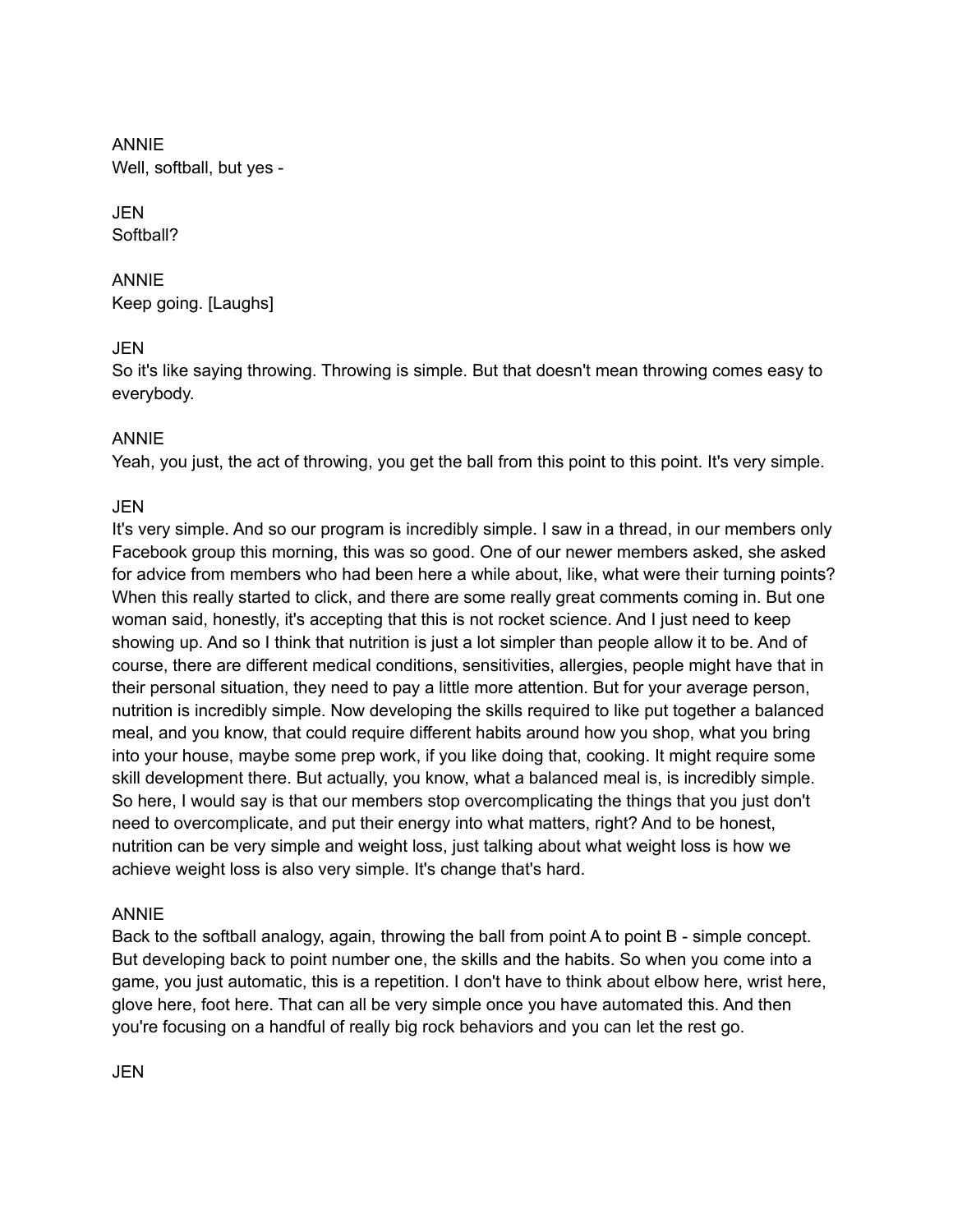ANNIE
Well, softball, but yes -

JEN
Softball?

ANNIE
Keep going. [Laughs]

JEN
So it's like saying throwing. Throwing is simple. But that doesn't mean throwing comes easy to everybody.

ANNIE
Yeah, you just, the act of throwing, you get the ball from this point to this point. It's very simple.

JEN
It's very simple. And so our program is incredibly simple. I saw in a thread, in our members only Facebook group this morning, this was so good. One of our newer members asked, she asked for advice from members who had been here a while about, like, what were their turning points? When this really started to click, and there are some really great comments coming in. But one woman said, honestly, it's accepting that this is not rocket science. And I just need to keep showing up. And so I think that nutrition is just a lot simpler than people allow it to be. And of course, there are different medical conditions, sensitivities, allergies, people might have that in their personal situation, they need to pay a little more attention. But for your average person, nutrition is incredibly simple. Now developing the skills required to like put together a balanced meal, and you know, that could require different habits around how you shop, what you bring into your house, maybe some prep work, if you like doing that, cooking. It might require some skill development there. But actually, you know, what a balanced meal is, is incredibly simple. So here, I would say is that our members stop overcomplicating the things that you just don't need to overcomplicate, and put their energy into what matters, right? And to be honest, nutrition can be very simple and weight loss, just talking about what weight loss is how we achieve weight loss is also very simple. It's change that's hard.

ANNIE
Back to the softball analogy, again, throwing the ball from point A to point B - simple concept. But developing back to point number one, the skills and the habits. So when you come into a game, you just automatic, this is a repetition. I don't have to think about elbow here, wrist here, glove here, foot here. That can all be very simple once you have automated this. And then you're focusing on a handful of really big rock behaviors and you can let the rest go.

JEN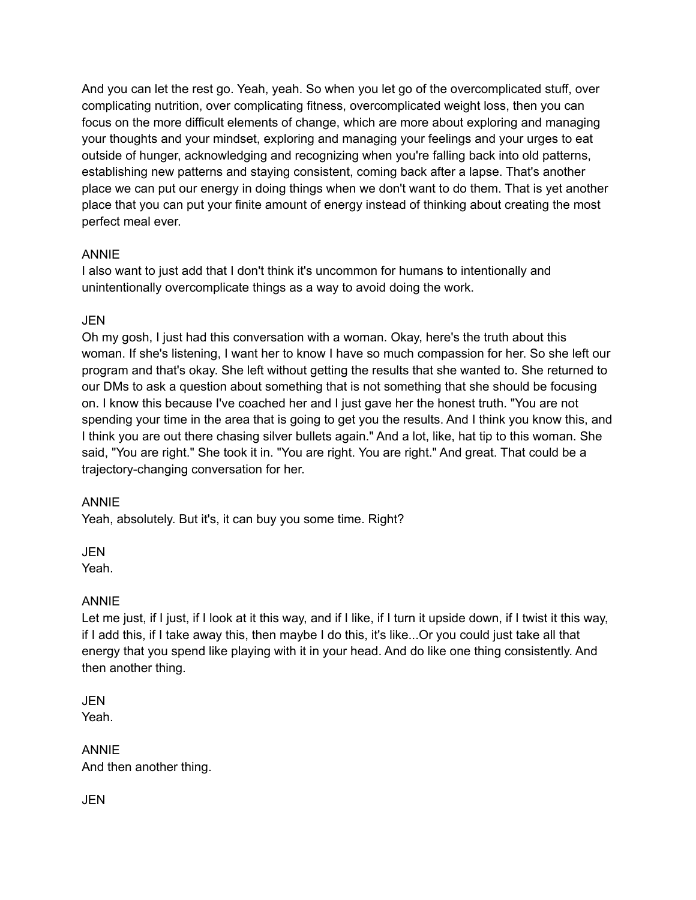And you can let the rest go. Yeah, yeah. So when you let go of the overcomplicated stuff, over complicating nutrition, over complicating fitness, overcomplicated weight loss, then you can focus on the more difficult elements of change, which are more about exploring and managing your thoughts and your mindset, exploring and managing your feelings and your urges to eat outside of hunger, acknowledging and recognizing when you're falling back into old patterns, establishing new patterns and staying consistent, coming back after a lapse. That's another place we can put our energy in doing things when we don't want to do them. That is yet another place that you can put your finite amount of energy instead of thinking about creating the most perfect meal ever.

ANNIE
I also want to just add that I don't think it's uncommon for humans to intentionally and unintentionally overcomplicate things as a way to avoid doing the work.

JEN
Oh my gosh, I just had this conversation with a woman. Okay, here's the truth about this woman. If she's listening, I want her to know I have so much compassion for her. So she left our program and that's okay. She left without getting the results that she wanted to. She returned to our DMs to ask a question about something that is not something that she should be focusing on. I know this because I've coached her and I just gave her the honest truth. "You are not spending your time in the area that is going to get you the results. And I think you know this, and I think you are out there chasing silver bullets again." And a lot, like, hat tip to this woman. She said, "You are right." She took it in. "You are right. You are right." And great. That could be a trajectory-changing conversation for her.

ANNIE
Yeah, absolutely. But it's, it can buy you some time. Right?

JEN
Yeah.

ANNIE
Let me just, if I just, if I look at it this way, and if I like, if I turn it upside down, if I twist it this way, if I add this, if I take away this, then maybe I do this, it's like...Or you could just take all that energy that you spend like playing with it in your head. And do like one thing consistently. And then another thing.

JEN
Yeah.

ANNIE
And then another thing.

JEN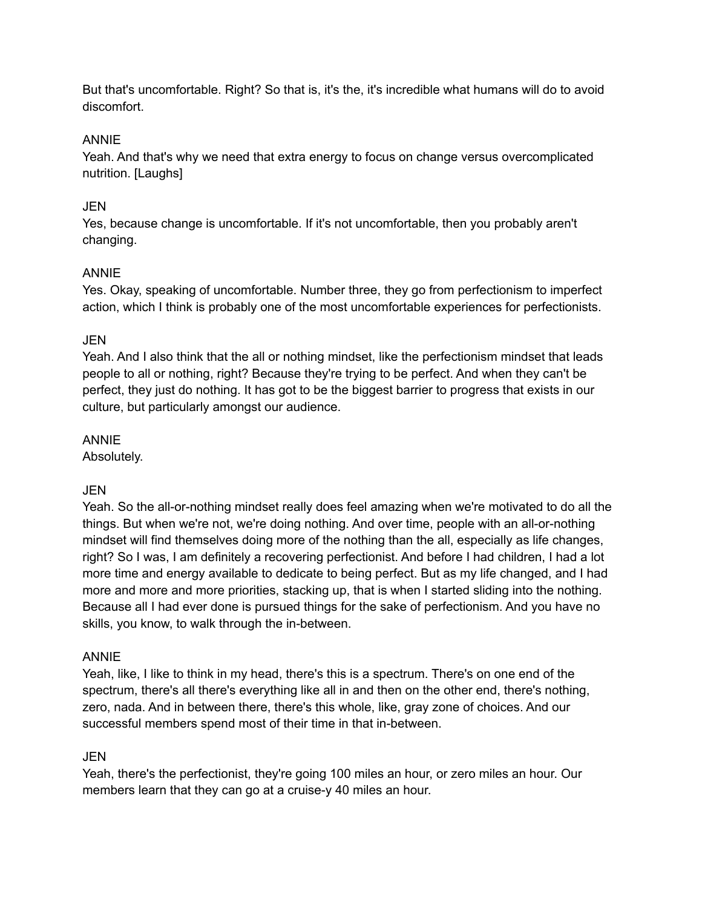But that's uncomfortable. Right? So that is, it's the, it's incredible what humans will do to avoid discomfort.

ANNIE
Yeah. And that's why we need that extra energy to focus on change versus overcomplicated nutrition. [Laughs]

JEN
Yes, because change is uncomfortable. If it's not uncomfortable, then you probably aren't changing.

ANNIE
Yes. Okay, speaking of uncomfortable. Number three, they go from perfectionism to imperfect action, which I think is probably one of the most uncomfortable experiences for perfectionists.

JEN
Yeah. And I also think that the all or nothing mindset, like the perfectionism mindset that leads people to all or nothing, right? Because they're trying to be perfect. And when they can't be perfect, they just do nothing. It has got to be the biggest barrier to progress that exists in our culture, but particularly amongst our audience.

ANNIE
Absolutely.

JEN
Yeah. So the all-or-nothing mindset really does feel amazing when we're motivated to do all the things. But when we're not, we're doing nothing. And over time, people with an all-or-nothing mindset will find themselves doing more of the nothing than the all, especially as life changes, right? So I was, I am definitely a recovering perfectionist. And before I had children, I had a lot more time and energy available to dedicate to being perfect. But as my life changed, and I had more and more and more priorities, stacking up, that is when I started sliding into the nothing. Because all I had ever done is pursued things for the sake of perfectionism. And you have no skills, you know, to walk through the in-between.

ANNIE
Yeah, like, I like to think in my head, there's this is a spectrum. There's on one end of the spectrum, there's all there's everything like all in and then on the other end, there's nothing, zero, nada. And in between there, there's this whole, like, gray zone of choices. And our successful members spend most of their time in that in-between.

JEN
Yeah, there's the perfectionist, they're going 100 miles an hour, or zero miles an hour. Our members learn that they can go at a cruise-y 40 miles an hour.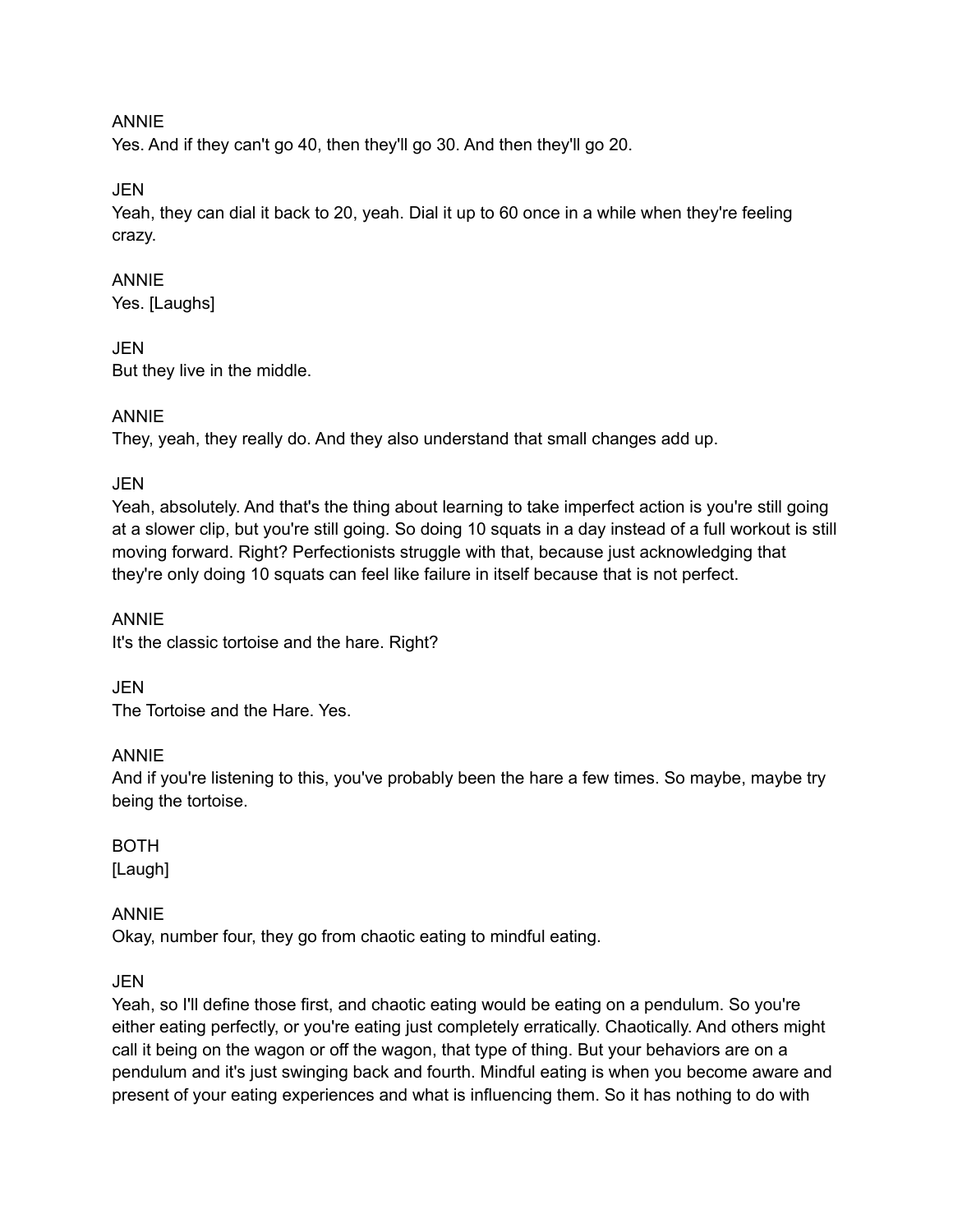ANNIE
Yes. And if they can't go 40, then they'll go 30. And then they'll go 20.

JEN
Yeah, they can dial it back to 20, yeah. Dial it up to 60 once in a while when they're feeling crazy.

ANNIE
Yes. [Laughs]

JEN
But they live in the middle.

ANNIE
They, yeah, they really do. And they also understand that small changes add up.

JEN
Yeah, absolutely. And that's the thing about learning to take imperfect action is you're still going at a slower clip, but you're still going. So doing 10 squats in a day instead of a full workout is still moving forward. Right? Perfectionists struggle with that, because just acknowledging that they're only doing 10 squats can feel like failure in itself because that is not perfect.

ANNIE
It's the classic tortoise and the hare. Right?

JEN
The Tortoise and the Hare. Yes.

ANNIE
And if you're listening to this, you've probably been the hare a few times. So maybe, maybe try being the tortoise.

BOTH
[Laugh]

ANNIE
Okay, number four, they go from chaotic eating to mindful eating.

JEN
Yeah, so I'll define those first, and chaotic eating would be eating on a pendulum. So you're either eating perfectly, or you're eating just completely erratically. Chaotically. And others might call it being on the wagon or off the wagon, that type of thing. But your behaviors are on a pendulum and it's just swinging back and fourth. Mindful eating is when you become aware and present of your eating experiences and what is influencing them. So it has nothing to do with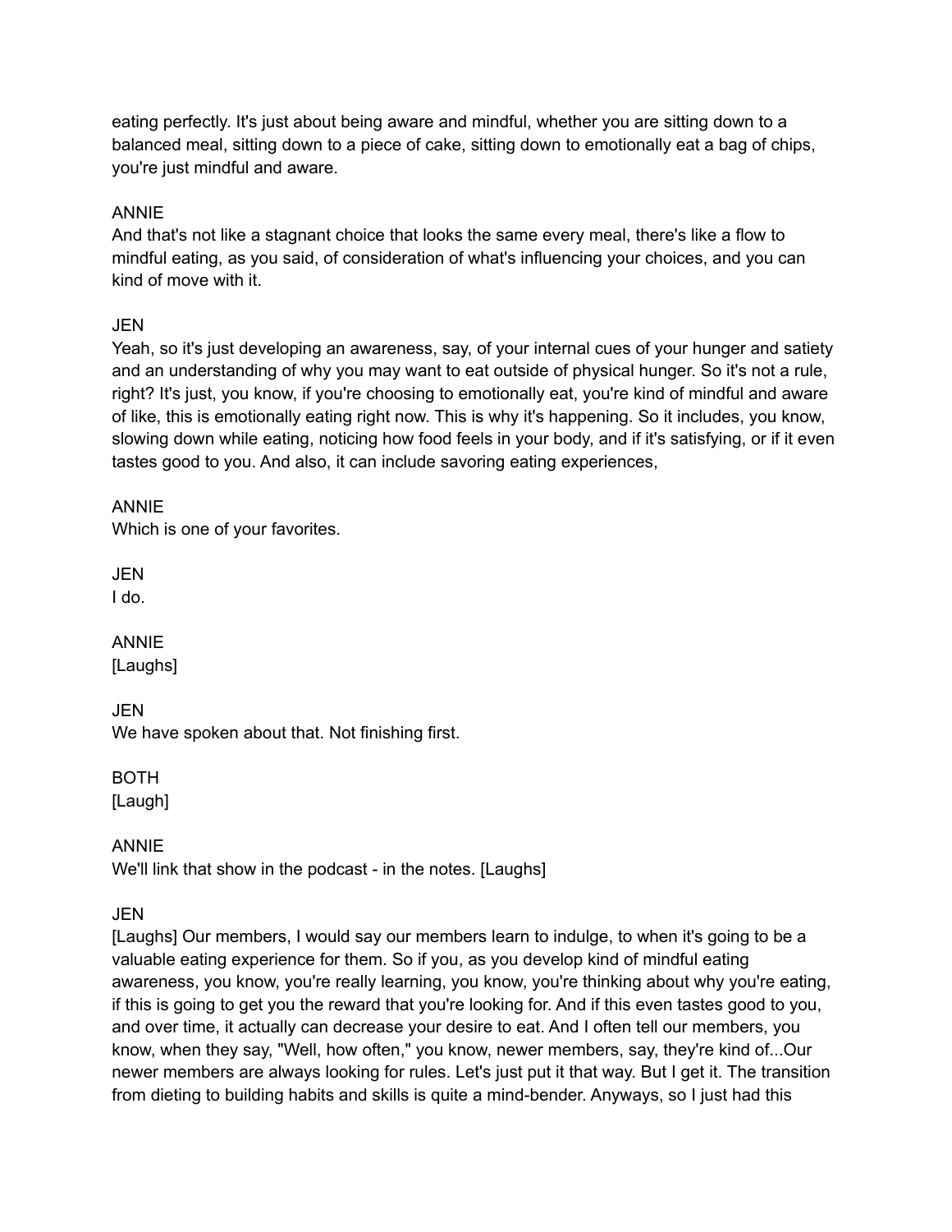eating perfectly. It's just about being aware and mindful, whether you are sitting down to a balanced meal, sitting down to a piece of cake, sitting down to emotionally eat a bag of chips, you're just mindful and aware.

ANNIE
And that's not like a stagnant choice that looks the same every meal, there's like a flow to mindful eating, as you said, of consideration of what's influencing your choices, and you can kind of move with it.

JEN
Yeah, so it's just developing an awareness, say, of your internal cues of your hunger and satiety and an understanding of why you may want to eat outside of physical hunger. So it's not a rule, right? It's just, you know, if you're choosing to emotionally eat, you're kind of mindful and aware of like, this is emotionally eating right now. This is why it's happening. So it includes, you know, slowing down while eating, noticing how food feels in your body, and if it's satisfying, or if it even tastes good to you. And also, it can include savoring eating experiences,

ANNIE
Which is one of your favorites.

JEN
I do.

ANNIE
[Laughs]

JEN
We have spoken about that. Not finishing first.

BOTH
[Laugh]

ANNIE
We'll link that show in the podcast - in the notes. [Laughs]

JEN
[Laughs] Our members, I would say our members learn to indulge, to when it's going to be a valuable eating experience for them. So if you, as you develop kind of mindful eating awareness, you know, you're really learning, you know, you're thinking about why you're eating, if this is going to get you the reward that you're looking for. And if this even tastes good to you, and over time, it actually can decrease your desire to eat. And I often tell our members, you know, when they say, "Well, how often," you know, newer members, say, they're kind of...Our newer members are always looking for rules. Let's just put it that way. But I get it. The transition from dieting to building habits and skills is quite a mind-bender. Anyways, so I just had this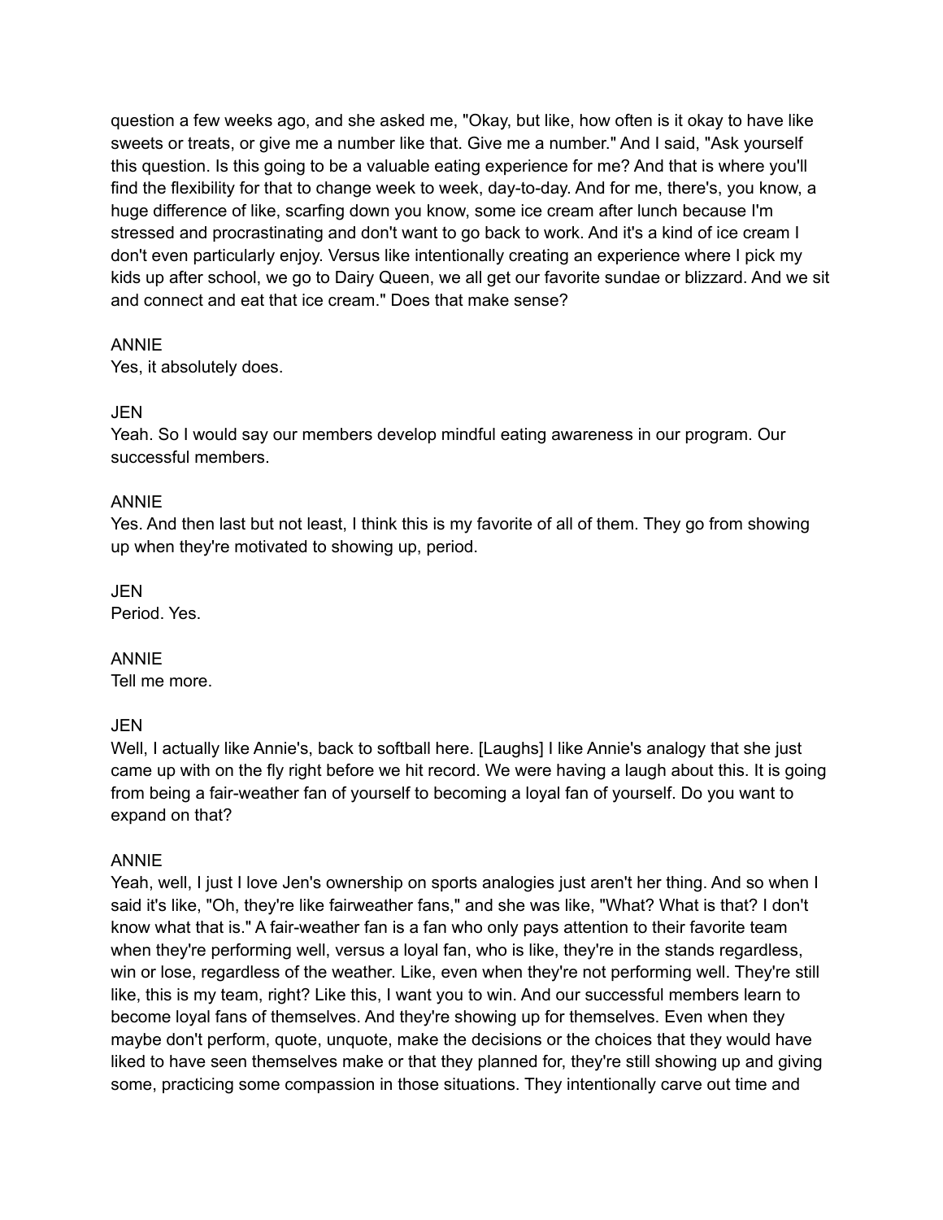question a few weeks ago, and she asked me, "Okay, but like, how often is it okay to have like sweets or treats, or give me a number like that. Give me a number." And I said, "Ask yourself this question. Is this going to be a valuable eating experience for me? And that is where you'll find the flexibility for that to change week to week, day-to-day. And for me, there's, you know, a huge difference of like, scarfing down you know, some ice cream after lunch because I'm stressed and procrastinating and don't want to go back to work. And it's a kind of ice cream I don't even particularly enjoy. Versus like intentionally creating an experience where I pick my kids up after school, we go to Dairy Queen, we all get our favorite sundae or blizzard. And we sit and connect and eat that ice cream." Does that make sense?

ANNIE
Yes, it absolutely does.

JEN
Yeah. So I would say our members develop mindful eating awareness in our program. Our successful members.

ANNIE
Yes. And then last but not least, I think this is my favorite of all of them. They go from showing up when they're motivated to showing up, period.

JEN
Period. Yes.

ANNIE
Tell me more.

JEN
Well, I actually like Annie's, back to softball here. [Laughs] I like Annie's analogy that she just came up with on the fly right before we hit record. We were having a laugh about this. It is going from being a fair-weather fan of yourself to becoming a loyal fan of yourself. Do you want to expand on that?

ANNIE
Yeah, well, I just I love Jen's ownership on sports analogies just aren't her thing. And so when I said it's like, "Oh, they're like fairweather fans," and she was like, "What? What is that? I don't know what that is." A fair-weather fan is a fan who only pays attention to their favorite team when they're performing well, versus a loyal fan, who is like, they're in the stands regardless, win or lose, regardless of the weather. Like, even when they're not performing well. They're still like, this is my team, right? Like this, I want you to win. And our successful members learn to become loyal fans of themselves. And they're showing up for themselves. Even when they maybe don't perform, quote, unquote, make the decisions or the choices that they would have liked to have seen themselves make or that they planned for, they're still showing up and giving some, practicing some compassion in those situations. They intentionally carve out time and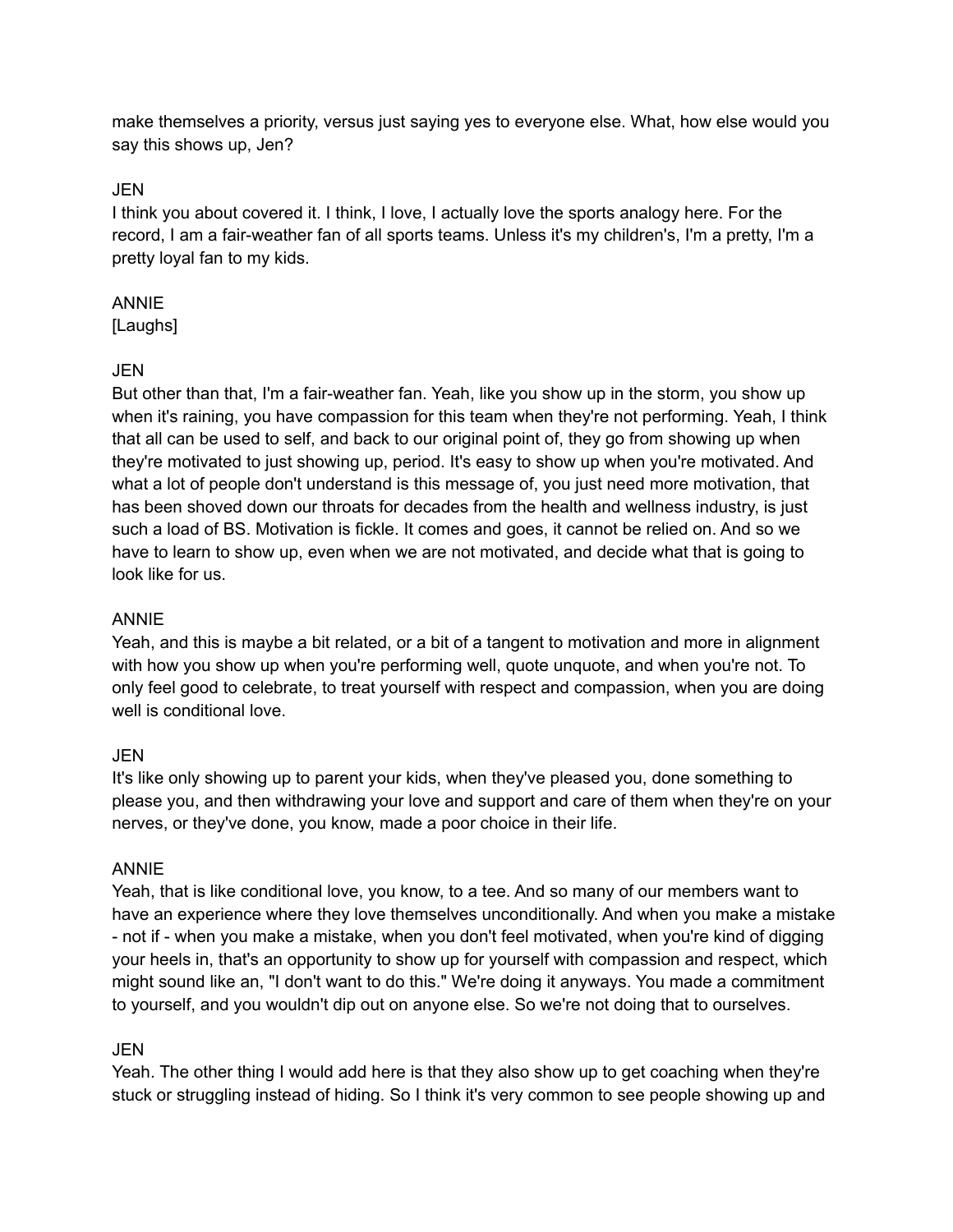make themselves a priority, versus just saying yes to everyone else. What, how else would you say this shows up, Jen?

JEN
I think you about covered it. I think, I love, I actually love the sports analogy here. For the record, I am a fair-weather fan of all sports teams. Unless it's my children's, I'm a pretty, I'm a pretty loyal fan to my kids.

ANNIE
[Laughs]

JEN
But other than that, I'm a fair-weather fan. Yeah, like you show up in the storm, you show up when it's raining, you have compassion for this team when they're not performing. Yeah, I think that all can be used to self, and back to our original point of, they go from showing up when they're motivated to just showing up, period. It's easy to show up when you're motivated. And what a lot of people don't understand is this message of, you just need more motivation, that has been shoved down our throats for decades from the health and wellness industry, is just such a load of BS. Motivation is fickle. It comes and goes, it cannot be relied on. And so we have to learn to show up, even when we are not motivated, and decide what that is going to look like for us.

ANNIE
Yeah, and this is maybe a bit related, or a bit of a tangent to motivation and more in alignment with how you show up when you're performing well, quote unquote, and when you're not. To only feel good to celebrate, to treat yourself with respect and compassion, when you are doing well is conditional love.

JEN
It's like only showing up to parent your kids, when they've pleased you, done something to please you, and then withdrawing your love and support and care of them when they're on your nerves, or they've done, you know, made a poor choice in their life.

ANNIE
Yeah, that is like conditional love, you know, to a tee. And so many of our members want to have an experience where they love themselves unconditionally. And when you make a mistake - not if - when you make a mistake, when you don't feel motivated, when you're kind of digging your heels in, that's an opportunity to show up for yourself with compassion and respect, which might sound like an, "I don't want to do this." We're doing it anyways. You made a commitment to yourself, and you wouldn't dip out on anyone else. So we're not doing that to ourselves.

JEN
Yeah. The other thing I would add here is that they also show up to get coaching when they're stuck or struggling instead of hiding. So I think it's very common to see people showing up and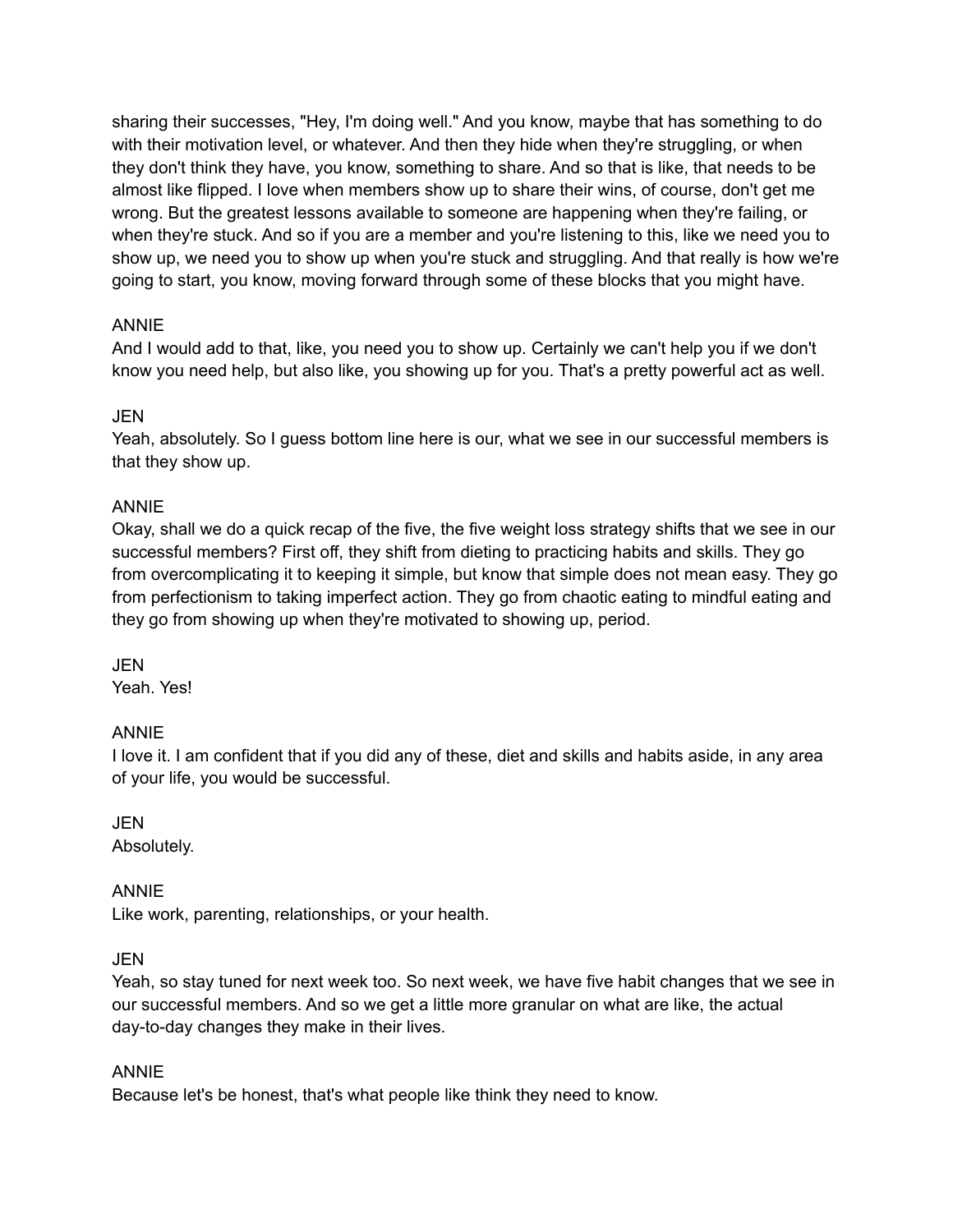sharing their successes, "Hey, I'm doing well." And you know, maybe that has something to do with their motivation level, or whatever. And then they hide when they're struggling, or when they don't think they have, you know, something to share. And so that is like, that needs to be almost like flipped. I love when members show up to share their wins, of course, don't get me wrong. But the greatest lessons available to someone are happening when they're failing, or when they're stuck. And so if you are a member and you're listening to this, like we need you to show up, we need you to show up when you're stuck and struggling. And that really is how we're going to start, you know, moving forward through some of these blocks that you might have.

ANNIE
And I would add to that, like, you need you to show up. Certainly we can't help you if we don't know you need help, but also like, you showing up for you. That's a pretty powerful act as well.

JEN
Yeah, absolutely. So I guess bottom line here is our, what we see in our successful members is that they show up.

ANNIE
Okay, shall we do a quick recap of the five, the five weight loss strategy shifts that we see in our successful members? First off, they shift from dieting to practicing habits and skills. They go from overcomplicating it to keeping it simple, but know that simple does not mean easy. They go from perfectionism to taking imperfect action. They go from chaotic eating to mindful eating and they go from showing up when they're motivated to showing up, period.

JEN
Yeah. Yes!

ANNIE
I love it. I am confident that if you did any of these, diet and skills and habits aside, in any area of your life, you would be successful.

JEN
Absolutely.

ANNIE
Like work, parenting, relationships, or your health.

JEN
Yeah, so stay tuned for next week too. So next week, we have five habit changes that we see in our successful members. And so we get a little more granular on what are like, the actual day-to-day changes they make in their lives.

ANNIE
Because let's be honest, that's what people like think they need to know.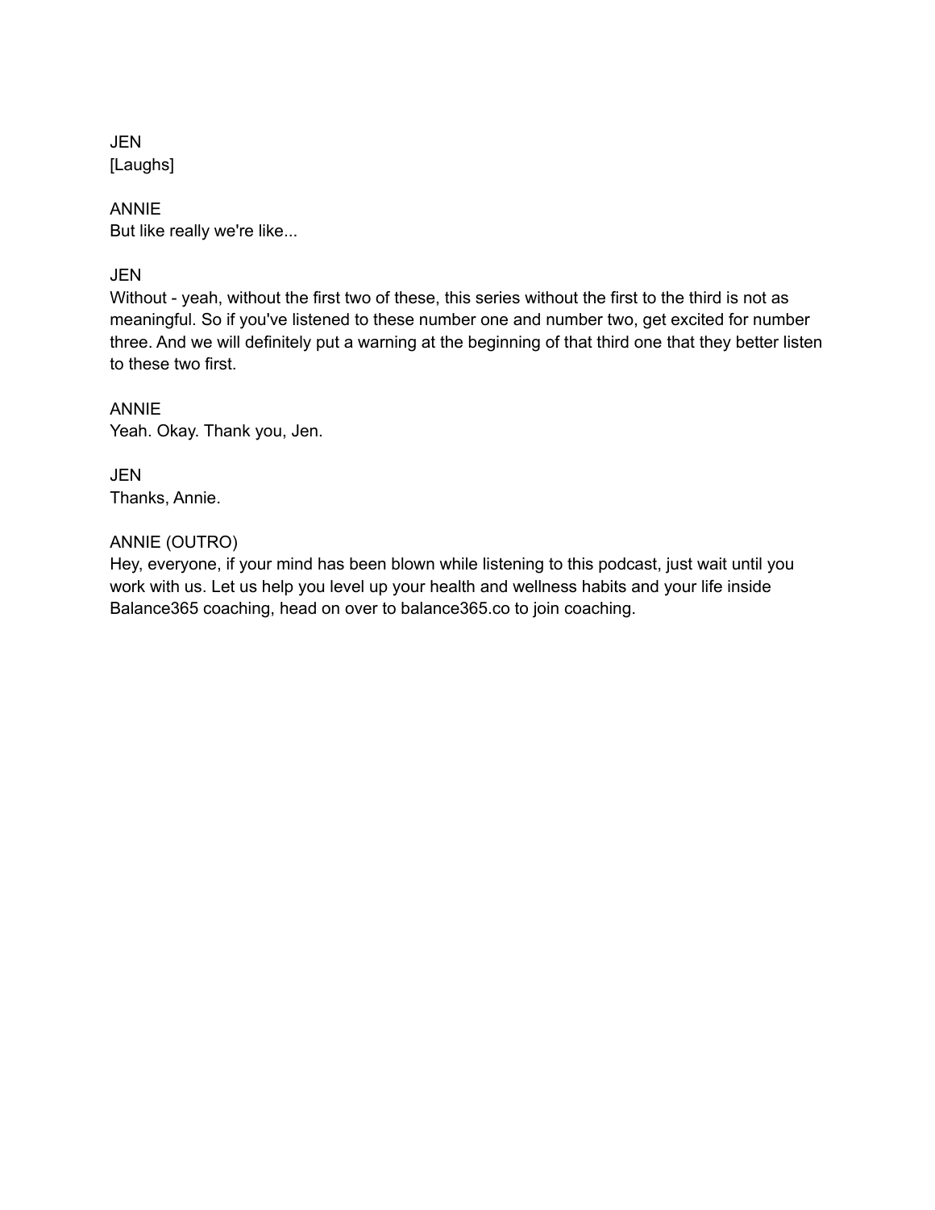JEN
[Laughs]

ANNIE
But like really we're like...

JEN
Without - yeah, without the first two of these, this series without the first to the third is not as meaningful. So if you've listened to these number one and number two, get excited for number three. And we will definitely put a warning at the beginning of that third one that they better listen to these two first.

ANNIE
Yeah. Okay. Thank you, Jen.

JEN
Thanks, Annie.

ANNIE (OUTRO)
Hey, everyone, if your mind has been blown while listening to this podcast, just wait until you work with us. Let us help you level up your health and wellness habits and your life inside Balance365 coaching, head on over to balance365.co to join coaching.